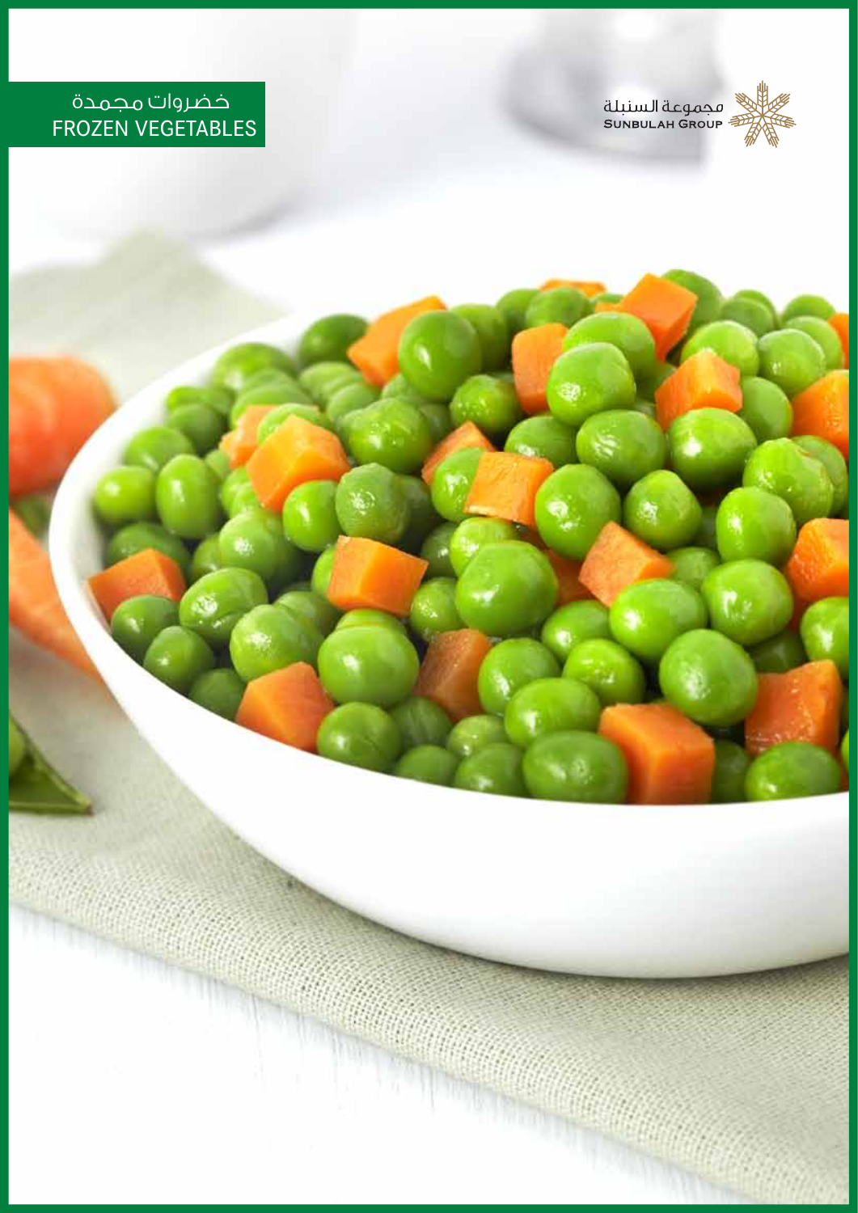خضروات مجمدة

# FROZEN VEGETABLES

مجموعة السنبلة
SUNBULAH GROUP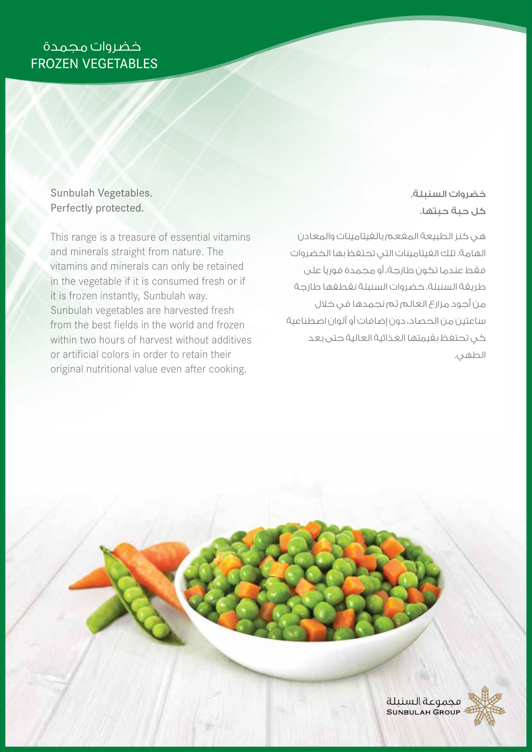# خضروات مجمدة
# FROZEN VEGETABLES

Sunbulah Vegetables.
Perfectly protected.

This range is a treasure of essential vitamins and minerals straight from nature. The vitamins and minerals can only be retained in the vegetable if it is consumed fresh or if it is frozen instantly, Sunbulah way. Sunbulah vegetables are harvested fresh from the best fields in the world and frozen within two hours of harvest without additives or artificial colors in order to retain their original nutritional value even after cooking.

خضروات السنبلة.
كل حبة حبتها.

هي كنز الطبيعة المفعم بالفيتامينات والمعادن الهامة. تلك الفيتامينات التي تحتفظ بها الخضروات فقط عندما تكون طازجة، أو مجمدة فورياً على طريقة السنبلة. خضروات السنبلة نقطفها طازجة من أجود مزارع العالم ثم نجمدها في خلال ساعتين من الحصاد، دون إضافات أو ألوان اصطناعية كي تحتفظ بقيمتها الغذائية العالية حتى بعد الطهي.

مجموعة السنبلة
SUNBULAH GROUP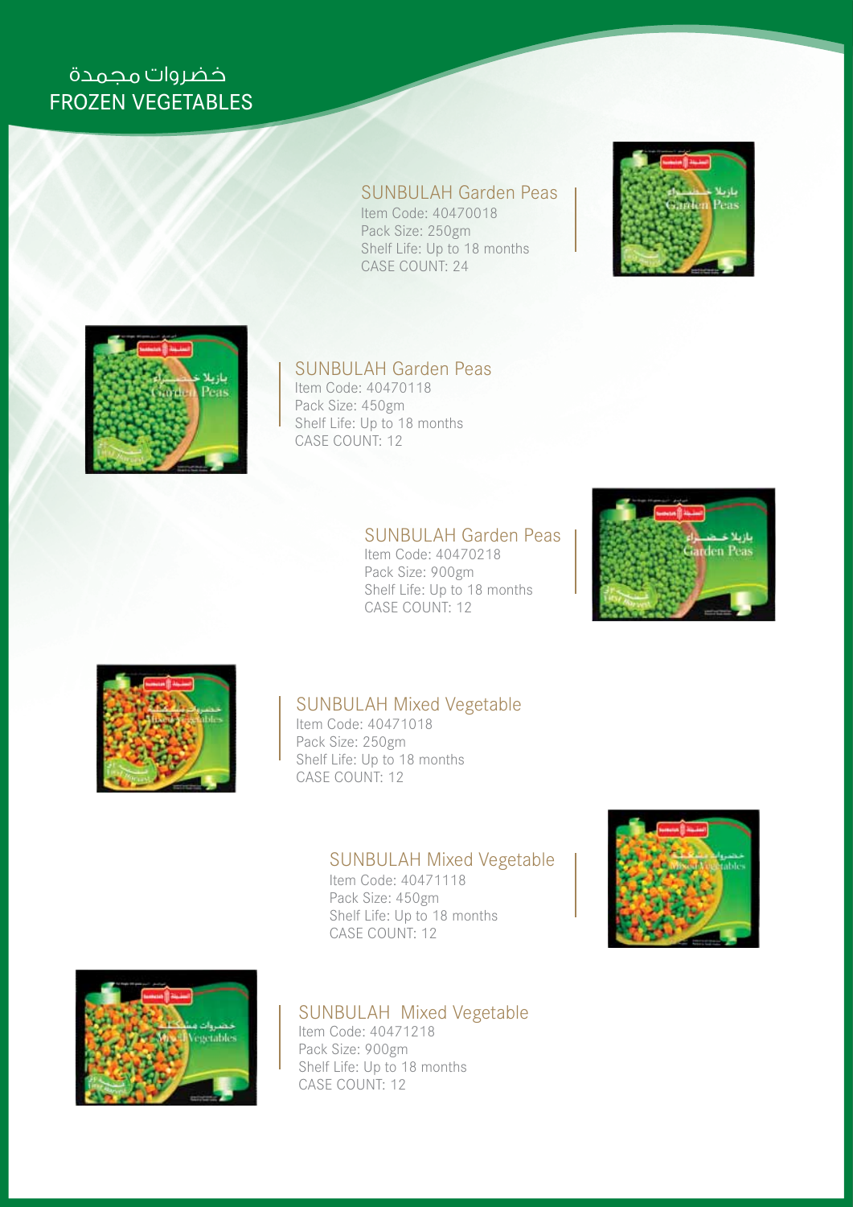# خضروات مجمدة
# FROZEN VEGETABLES

### SUNBULAH Garden Peas
Item Code: 40470018
Pack Size: 250gm
Shelf Life: Up to 18 months
CASE COUNT: 24

### SUNBULAH Garden Peas
Item Code: 40470118
Pack Size: 450gm
Shelf Life: Up to 18 months
CASE COUNT: 12

### SUNBULAH Garden Peas
Item Code: 40470218
Pack Size: 900gm
Shelf Life: Up to 18 months
CASE COUNT: 12

### SUNBULAH Mixed Vegetable
Item Code: 40471018
Pack Size: 250gm
Shelf Life: Up to 18 months
CASE COUNT: 12

### SUNBULAH Mixed Vegetable
Item Code: 40471118
Pack Size: 450gm
Shelf Life: Up to 18 months
CASE COUNT: 12

### SUNBULAH Mixed Vegetable
Item Code: 40471218
Pack Size: 900gm
Shelf Life: Up to 18 months
CASE COUNT: 12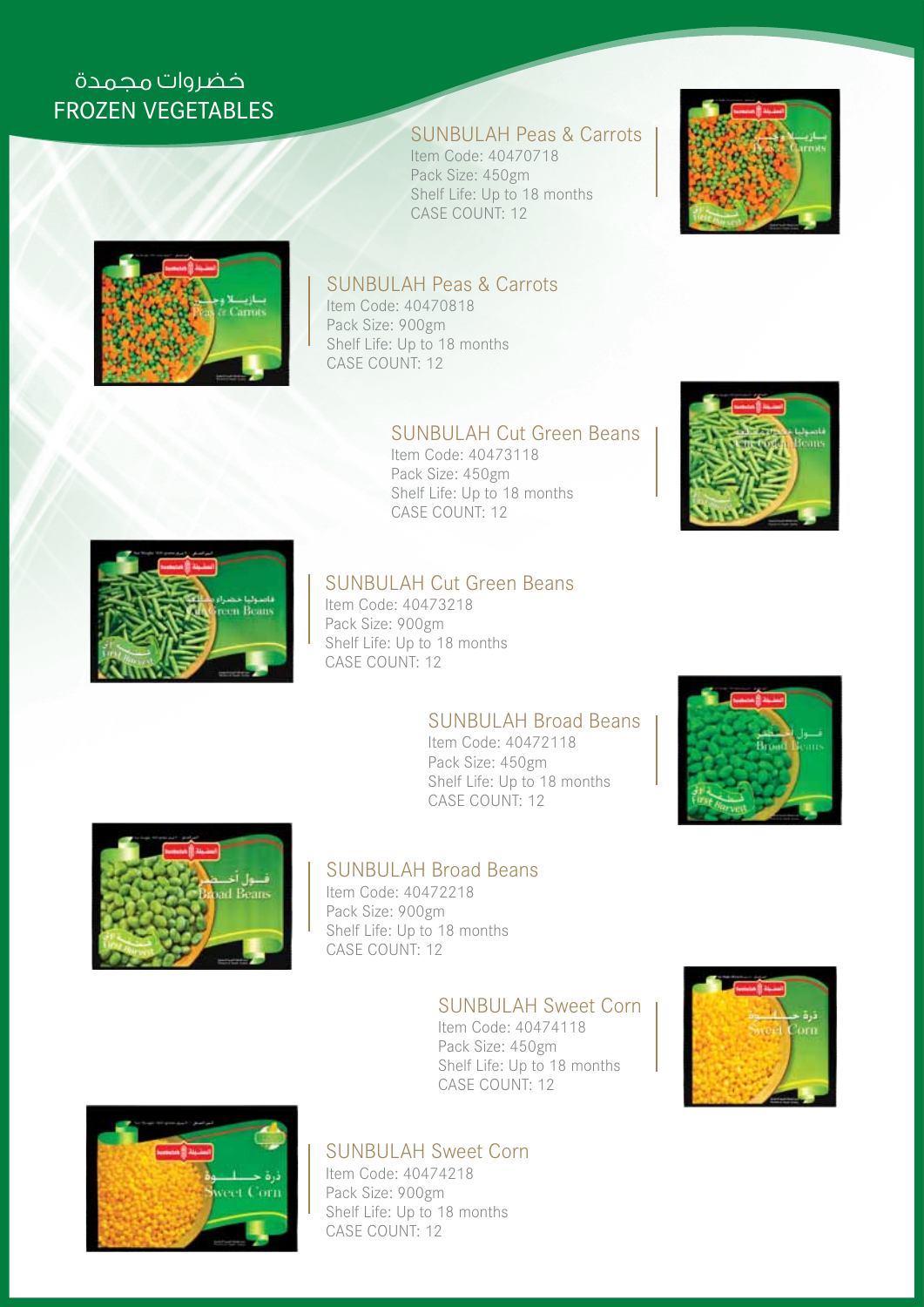# خضروات مجمدة
# FROZEN VEGETABLES

### SUNBULAH Peas & Carrots
Item Code: 40470718
Pack Size: 450gm
Shelf Life: Up to 18 months
CASE COUNT: 12

### SUNBULAH Peas & Carrots
Item Code: 40470818
Pack Size: 900gm
Shelf Life: Up to 18 months
CASE COUNT: 12

### SUNBULAH Cut Green Beans
Item Code: 40473118
Pack Size: 450gm
Shelf Life: Up to 18 months
CASE COUNT: 12

### SUNBULAH Cut Green Beans
Item Code: 40473218
Pack Size: 900gm
Shelf Life: Up to 18 months
CASE COUNT: 12

### SUNBULAH Broad Beans
Item Code: 40472118
Pack Size: 450gm
Shelf Life: Up to 18 months
CASE COUNT: 12

### SUNBULAH Broad Beans
Item Code: 40472218
Pack Size: 900gm
Shelf Life: Up to 18 months
CASE COUNT: 12

### SUNBULAH Sweet Corn
Item Code: 40474118
Pack Size: 450gm
Shelf Life: Up to 18 months
CASE COUNT: 12

### SUNBULAH Sweet Corn
Item Code: 40474218
Pack Size: 900gm
Shelf Life: Up to 18 months
CASE COUNT: 12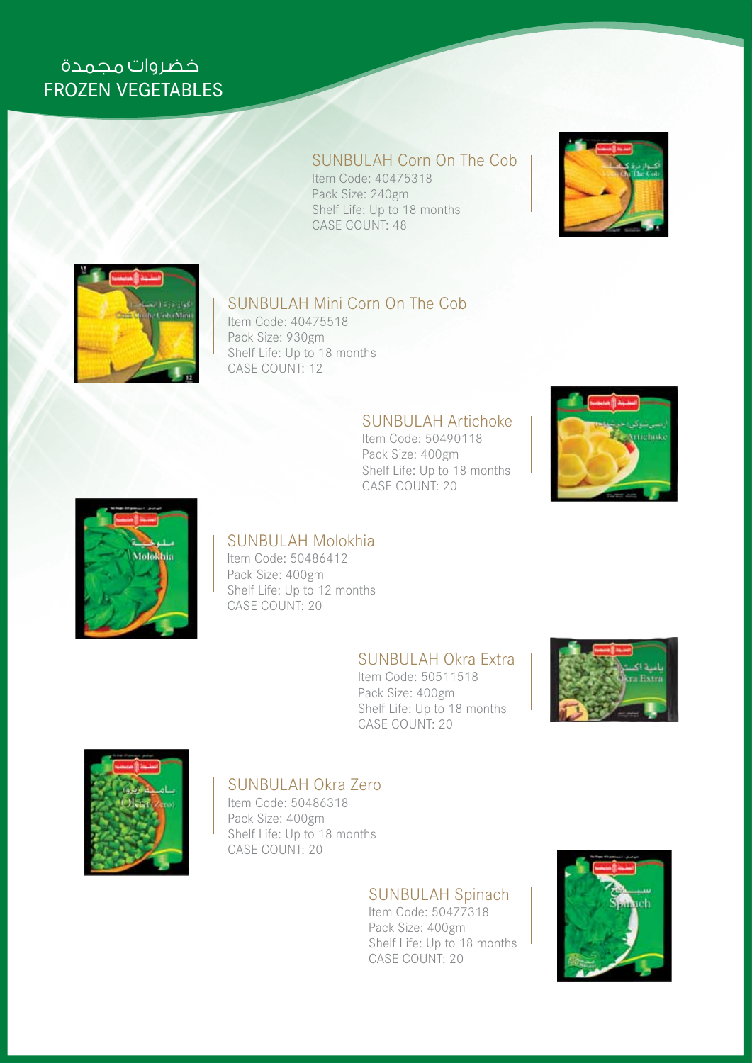# خضروات مجمدة
# FROZEN VEGETABLES

### SUNBULAH Corn On The Cob
Item Code: 40475318
Pack Size: 240gm
Shelf Life: Up to 18 months
CASE COUNT: 48

### SUNBULAH Mini Corn On The Cob
Item Code: 40475518
Pack Size: 930gm
Shelf Life: Up to 18 months
CASE COUNT: 12

### SUNBULAH Artichoke
Item Code: 50490118
Pack Size: 400gm
Shelf Life: Up to 18 months
CASE COUNT: 20

### SUNBULAH Molokhia
Item Code: 50486412
Pack Size: 400gm
Shelf Life: Up to 12 months
CASE COUNT: 20

### SUNBULAH Okra Extra
Item Code: 50511518
Pack Size: 400gm
Shelf Life: Up to 18 months
CASE COUNT: 20

### SUNBULAH Okra Zero
Item Code: 50486318
Pack Size: 400gm
Shelf Life: Up to 18 months
CASE COUNT: 20

### SUNBULAH Spinach
Item Code: 50477318
Pack Size: 400gm
Shelf Life: Up to 18 months
CASE COUNT: 20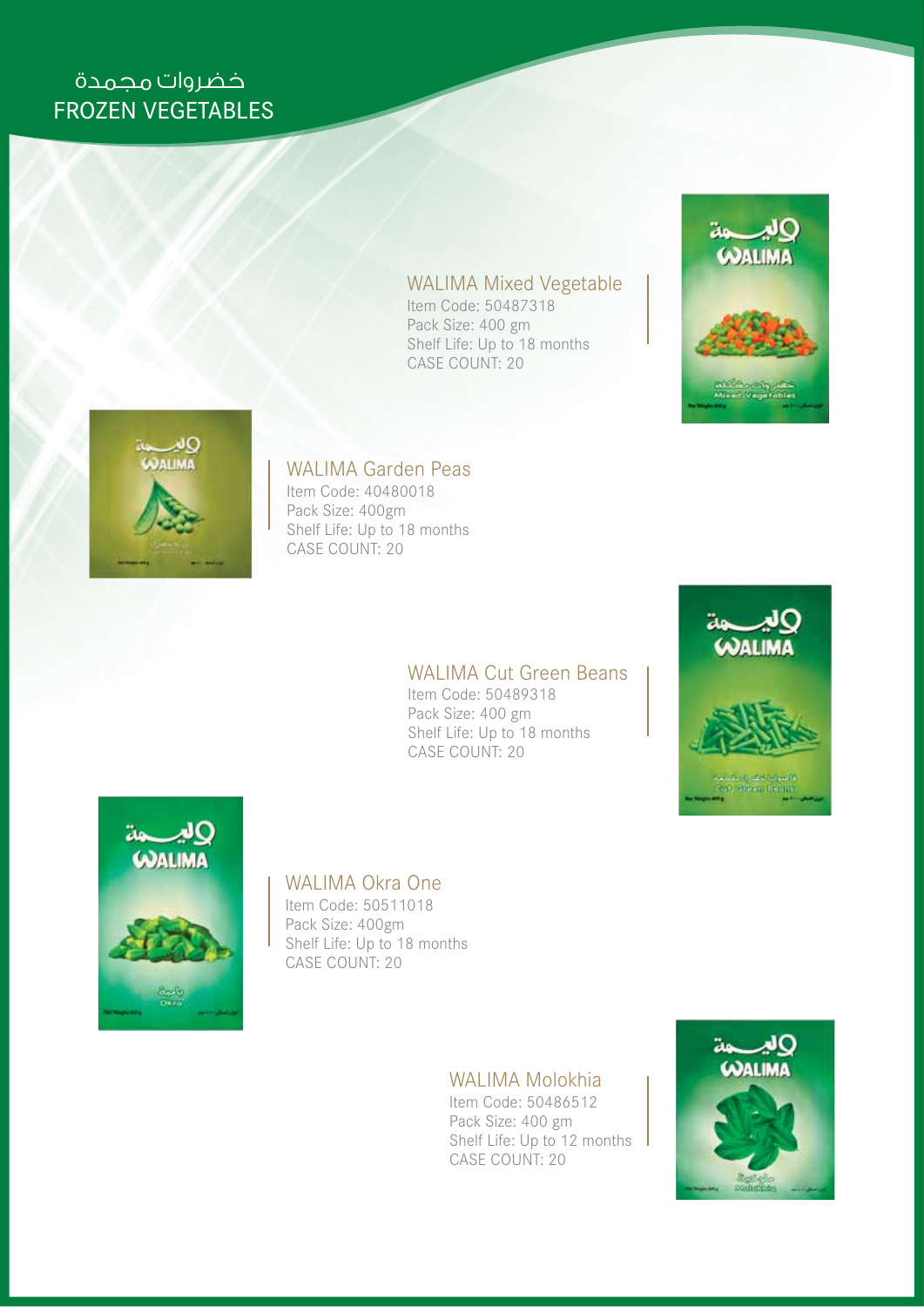# خضروات مجمدة
# FROZEN VEGETABLES

## WALIMA Mixed Vegetable

Item Code: 50487318
Pack Size: 400 gm
Shelf Life: Up to 18 months
CASE COUNT: 20

## WALIMA Garden Peas

Item Code: 40480018
Pack Size: 400gm
Shelf Life: Up to 18 months
CASE COUNT: 20

## WALIMA Cut Green Beans

Item Code: 50489318
Pack Size: 400 gm
Shelf Life: Up to 18 months
CASE COUNT: 20

## WALIMA Okra One

Item Code: 50511018
Pack Size: 400gm
Shelf Life: Up to 18 months
CASE COUNT: 20

## WALIMA Molokhia

Item Code: 50486512
Pack Size: 400 gm
Shelf Life: Up to 12 months
CASE COUNT: 20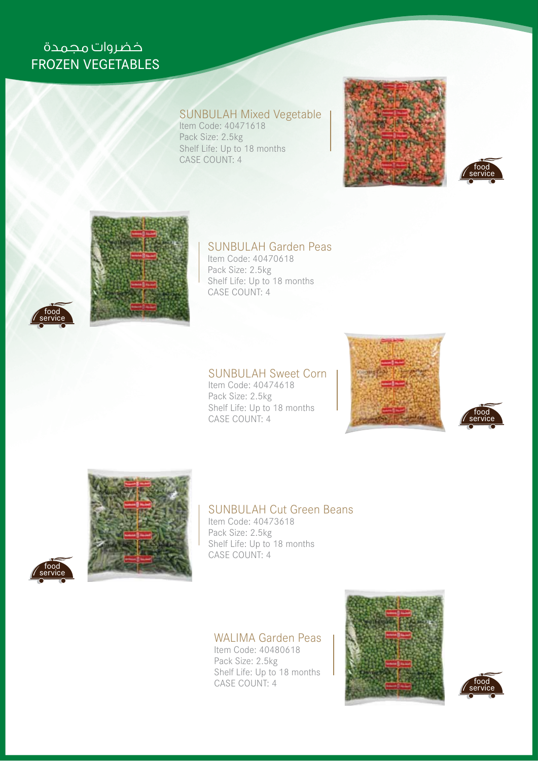# خضروات مجمدة
# FROZEN VEGETABLES

## SUNBULAH Mixed Vegetable

Item Code: 40471618
Pack Size: 2.5kg
Shelf Life: Up to 18 months
CASE COUNT: 4

food service

## SUNBULAH Garden Peas

Item Code: 40470618
Pack Size: 2.5kg
Shelf Life: Up to 18 months
CASE COUNT: 4

food service

## SUNBULAH Sweet Corn

Item Code: 40474618
Pack Size: 2.5kg
Shelf Life: Up to 18 months
CASE COUNT: 4

food service

## SUNBULAH Cut Green Beans

Item Code: 40473618
Pack Size: 2.5kg
Shelf Life: Up to 18 months
CASE COUNT: 4

food service

## WALIMA Garden Peas

Item Code: 40480618
Pack Size: 2.5kg
Shelf Life: Up to 18 months
CASE COUNT: 4

food service